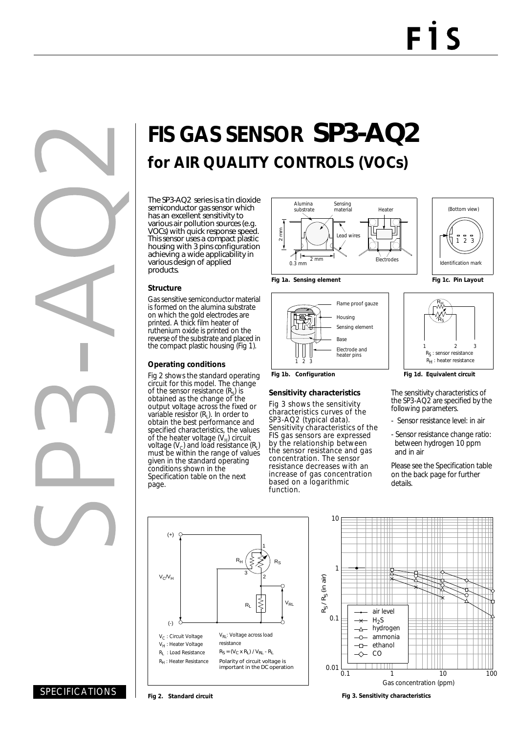# FIS GAS SENSOR SP3-AQ2

## for AIR QUALITY CONTROLS (VOCs)

The SP3-AQ2 series is a tin dioxide semiconductor gas sensor which has an excellent sensitivity to various air pollution sources (e.g. VOCs) with quick response speed. This sensor uses a compact plastic housing with 3 pins configuration achieving a wide applicability in various design of applied products.

### Structure

Gas sensitive semiconductor material is formed on the alumina substrate on which the gold electrodes are printed. A thick film heater of ruthenium oxide is printed on the reverse of the substrate and placed in the compact plastic housing (Fig 1).

### Operating conditions

Fig 2 shows the standard operating circuit for this model. The change of the sensor resistance ($R_S$) is obtained as the change of the output voltage across the fixed or variable resistor ($R_L$). In order to obtain the best performance and specified characteristics, the values of the heater voltage ($V_H$) circuit voltage ($V_C$) and load resistance ($R_L$) must be within the range of values given in the standard operating conditions shown in the Specification table on the next page.

**Fig 1a. Sensing element**

**Fig 1b. Configuration**

**Fig 1c. Pin Layout**

**Fig 1d. Equivalent circuit**

$R_S$ : sensor resistance
$R_H$ : heater resistance

### Sensitivity characteristics

Fig 3 shows the sensitivity characteristics curves of the SP3-AQ2 (typical data). Sensitivity characteristics of the FIS gas sensors are expressed by the relationship between the sensor resistance and gas concentration. The sensor resistance decreases with an increase of gas concentration based on a logarithmic function.

The sensitivity characteristics of the SP3-AQ2 are specified by the following parameters.

- Sensor resistance level: in air
- Sensor resistance change ratio: between hydrogen 10 ppm and in air

Please see the Specification table on the back page for further details.

$V_C$ : Circuit Voltage
$V_H$ : Heater Voltage
$R_L$ : Load Resistance
$R_H$ : Heater Resistance
$V_{RL}$: Voltage across load resistance

$R_S = (V_C \times R_L) / V_{RL} - R_L$

Polarity of circuit voltage is important in the DC operation

**Fig 2. Standard circuit**

**Fig 3. Sensitivity characteristics**

SPECIFICATIONS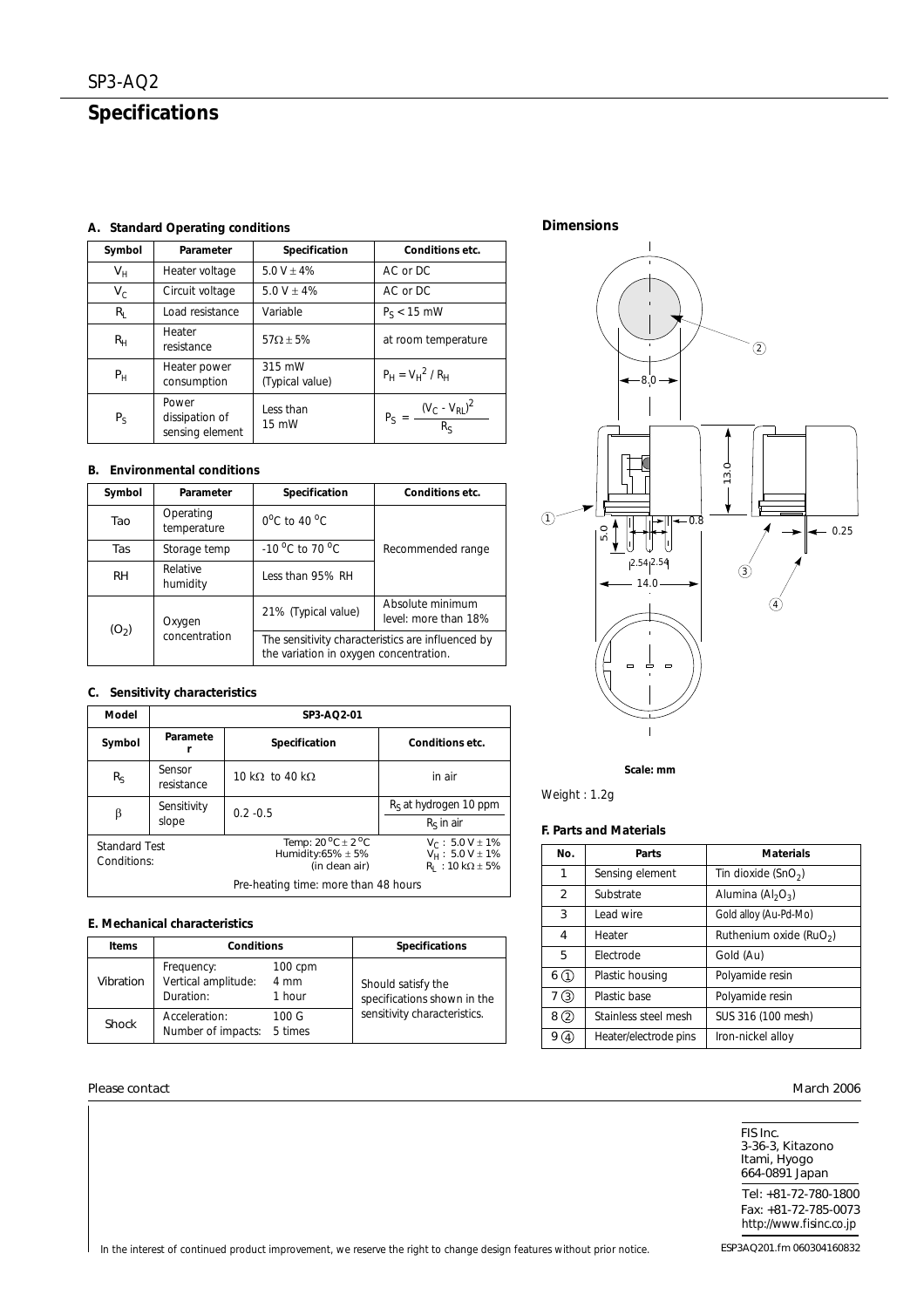# SP3-AQ2

## Specifications

### A. Standard Operating conditions

| Symbol | Parameter | Specification | Conditions etc. |
|---|---|---|---|
| $V_H$ | Heater voltage | 5.0 V ± 4% | AC or DC |
| $V_C$ | Circuit voltage | 5.0 V ± 4% | AC or DC |
| $R_L$ | Load resistance | Variable | $P_S < 15$ mW |
| $R_H$ | Heater resistance | 57Ω ± 5% | at room temperature |
| $P_H$ | Heater power consumption | 315 mW (Typical value) | $P_H = V_H^2 / R_H$ |
| $P_S$ | Power dissipation of sensing element | Less than 15 mW | $P_S = \frac{(V_C - V_{RL})^2}{R_S}$ |

### B. Environmental conditions

| Symbol | Parameter | Specification | Conditions etc. |
|---|---|---|---|
| Tao | Operating temperature | $0^oC$ to $40^oC$ | Recommended range |
| Tas | Storage temp | $-10^oC$ to $70^oC$ | |
| RH | Relative humidity | Less than 95% RH | |
| $(O_2)$ | Oxygen concentration | 21% (Typical value) | Absolute minimum level: more than 18% |
| | | The sensitivity characteristics are influenced by the variation in oxygen concentration. | |

### C. Sensitivity characteristics

| Model | SP3-AQ2-01 | | |
|---|---|---|---|
| Symbol | Parameter | Specification | Conditions etc. |
| $R_S$ | Sensor resistance | 10 kΩ to 40 kΩ | in air |
| β | Sensitivity slope | 0.2 -0.5 | $R_S$ at hydrogen 10 ppm / $R_S$ in air |
| Standard Test Conditions: | | Temp: $20^oC \pm 2^oC$ Humidity:65% ± 5% (in clean air) | $V_C$ : 5.0 V ± 1% $V_H$ : 5.0 V ± 1% $R_L$ : 10 kΩ ± 5% |
| Pre-heating time: more than 48 hours | | | |

### E. Mechanical characteristics

| Items | Conditions | Specifications |
|---|---|---|
| Vibration | Frequency: 100 cpm<br>Vertical amplitude: 4 mm<br>Duration: 1 hour | Should satisfy the specifications shown in the sensitivity characteristics. |
| Shock | Acceleration: 100 G<br>Number of impacts: 5 times | |

### Dimensions

2
8.0
13.0
1
0.8
0.25
5.0
2.54 2.54
3
14.0
4

Scale: mm

Weight : 1.2g

### F. Parts and Materials

| No. | Parts | Materials |
|---|---|---|
| 1 | Sensing element | Tin dioxide ($SnO_2$) |
| 2 | Substrate | Alumina ($Al_2O_3$) |
| 3 | Lead wire | Gold alloy (Au-Pd-Mo) |
| 4 | Heater | Ruthenium oxide ($RuO_2$) |
| 5 | Electrode | Gold (Au) |
| 6 ① | Plastic housing | Polyamide resin |
| 7 ③ | Plastic base | Polyamide resin |
| 8 ② | Stainless steel mesh | SUS 316 (100 mesh) |
| 9 ④ | Heater/electrode pins | Iron-nickel alloy |

Please contact

March 2006

FIS Inc.
3-36-3, Kitazono
Itami, Hyogo
664-0891 Japan

Tel: +81-72-780-1800
Fax: +81-72-785-0073
http://www.fisinc.co.jp

In the interest of continued product improvement, we reserve the right to change design features without prior notice.

ESP3AQ201.fm 060304160832